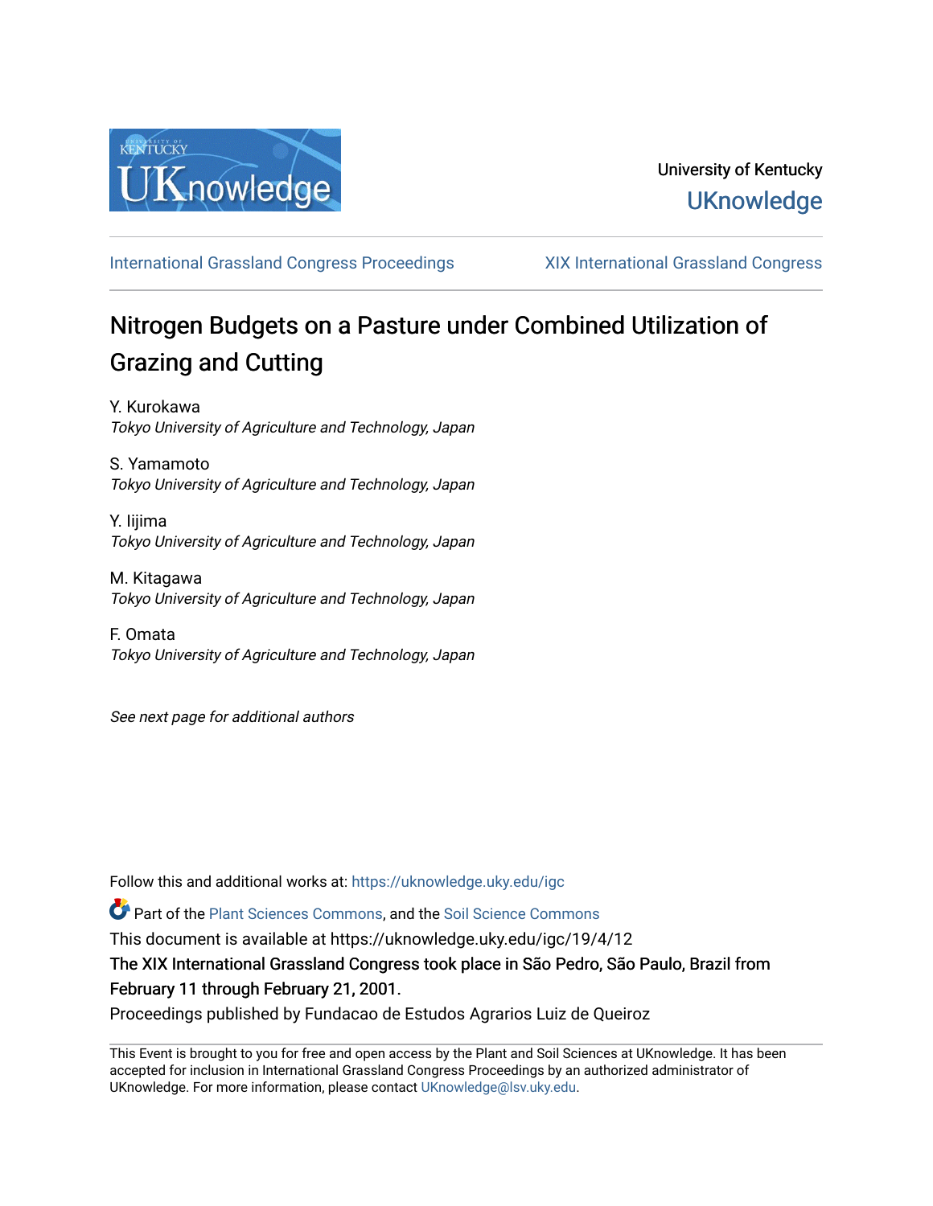University of Kentucky

UKnowledge

International Grassland Congress Proceedings

XIX International Grassland Congress

# Nitrogen Budgets on a Pasture under Combined Utilization of Grazing and Cutting

Y. Kurokawa
*Tokyo University of Agriculture and Technology, Japan*

S. Yamamoto
*Tokyo University of Agriculture and Technology, Japan*

Y. Iijima
*Tokyo University of Agriculture and Technology, Japan*

M. Kitagawa
*Tokyo University of Agriculture and Technology, Japan*

F. Omata
*Tokyo University of Agriculture and Technology, Japan*

*See next page for additional authors*

Follow this and additional works at: https://uknowledge.uky.edu/igc

Part of the Plant Sciences Commons, and the Soil Science Commons

This document is available at https://uknowledge.uky.edu/igc/19/4/12

The XIX International Grassland Congress took place in São Pedro, São Paulo, Brazil from February 11 through February 21, 2001.

Proceedings published by Fundacao de Estudos Agrarios Luiz de Queiroz

This Event is brought to you for free and open access by the Plant and Soil Sciences at UKnowledge. It has been accepted for inclusion in International Grassland Congress Proceedings by an authorized administrator of UKnowledge. For more information, please contact UKnowledge@lsv.uky.edu.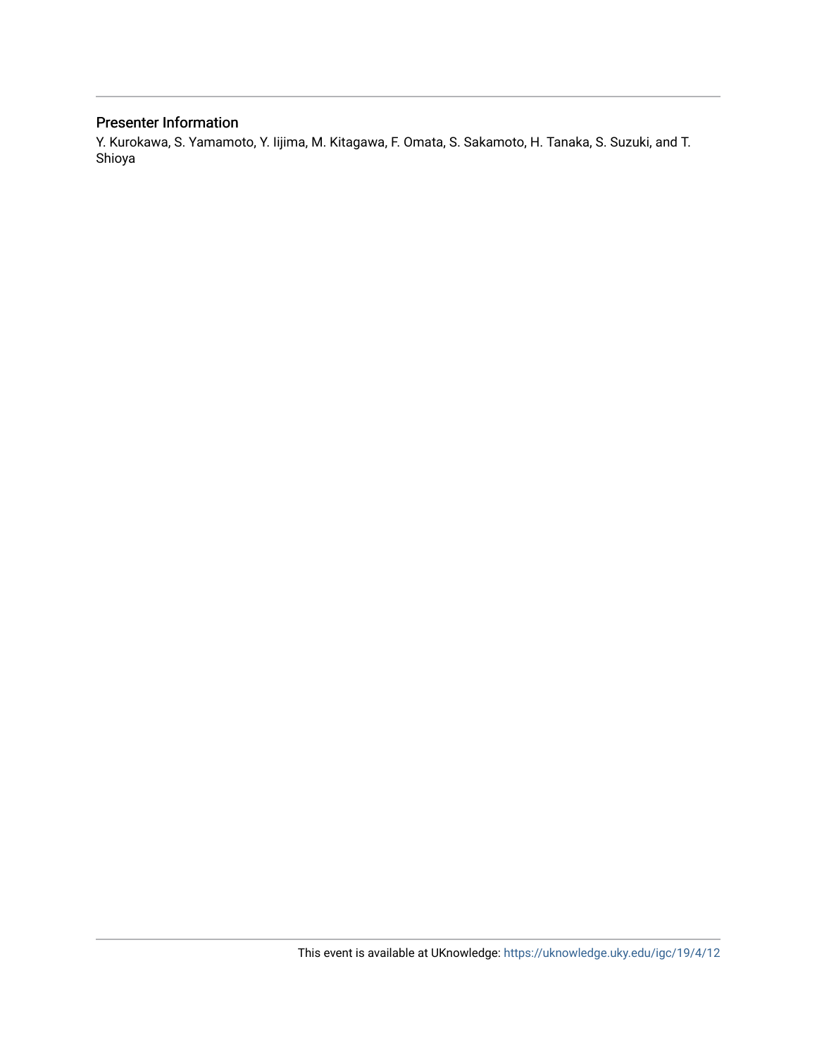## Presenter Information

Y. Kurokawa, S. Yamamoto, Y. Iijima, M. Kitagawa, F. Omata, S. Sakamoto, H. Tanaka, S. Suzuki, and T. Shioya

This event is available at UKnowledge: https://uknowledge.uky.edu/igc/19/4/12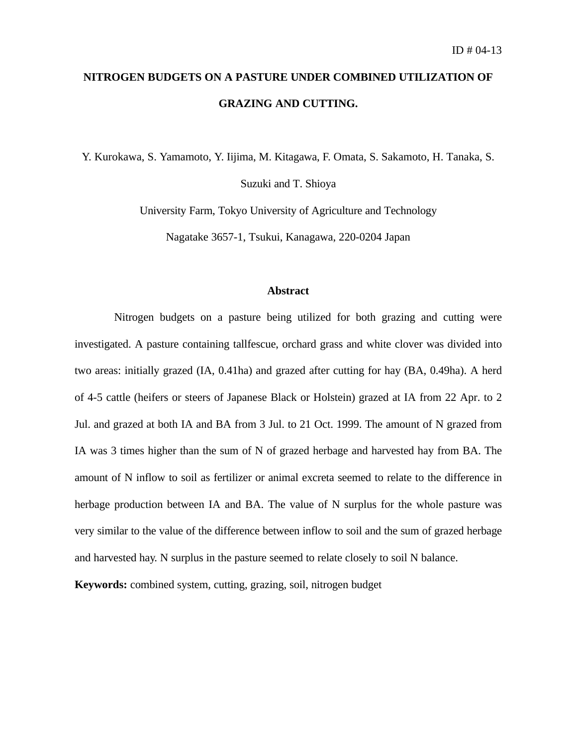ID # 04-13

# NITROGEN BUDGETS ON A PASTURE UNDER COMBINED UTILIZATION OF GRAZING AND CUTTING.

Y. Kurokawa, S. Yamamoto, Y. Iijima, M. Kitagawa, F. Omata, S. Sakamoto, H. Tanaka, S. Suzuki and T. Shioya

University Farm, Tokyo University of Agriculture and Technology

Nagatake 3657-1, Tsukui, Kanagawa, 220-0204 Japan

## Abstract

Nitrogen budgets on a pasture being utilized for both grazing and cutting were investigated. A pasture containing tallfescue, orchard grass and white clover was divided into two areas: initially grazed (IA, 0.41ha) and grazed after cutting for hay (BA, 0.49ha). A herd of 4-5 cattle (heifers or steers of Japanese Black or Holstein) grazed at IA from 22 Apr. to 2 Jul. and grazed at both IA and BA from 3 Jul. to 21 Oct. 1999. The amount of N grazed from IA was 3 times higher than the sum of N of grazed herbage and harvested hay from BA. The amount of N inflow to soil as fertilizer or animal excreta seemed to relate to the difference in herbage production between IA and BA. The value of N surplus for the whole pasture was very similar to the value of the difference between inflow to soil and the sum of grazed herbage and harvested hay. N surplus in the pasture seemed to relate closely to soil N balance.

**Keywords:** combined system, cutting, grazing, soil, nitrogen budget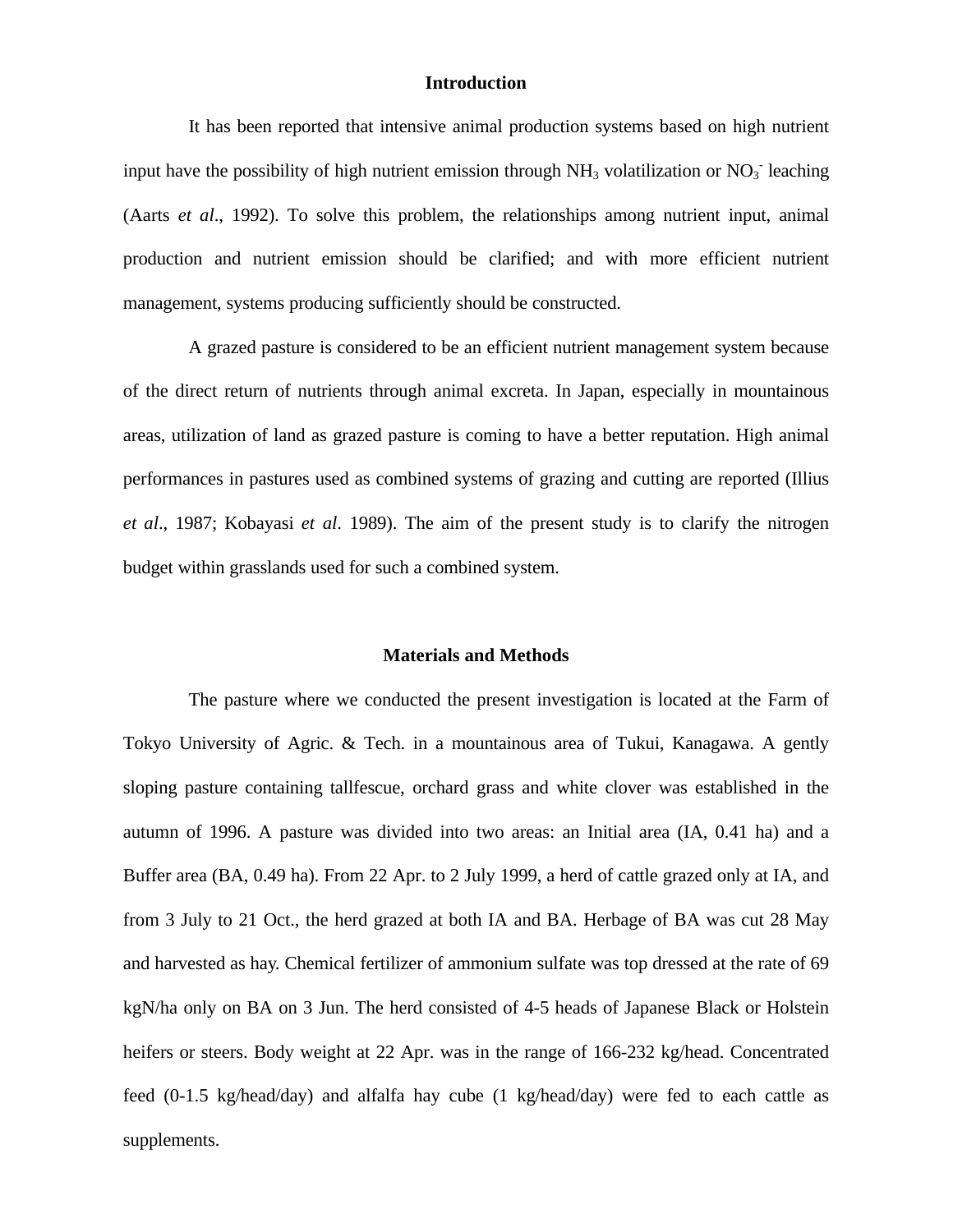## Introduction

It has been reported that intensive animal production systems based on high nutrient input have the possibility of high nutrient emission through $NH_3$ volatilization or $NO_3^-$ leaching (Aarts *et al*., 1992). To solve this problem, the relationships among nutrient input, animal production and nutrient emission should be clarified; and with more efficient nutrient management, systems producing sufficiently should be constructed.

A grazed pasture is considered to be an efficient nutrient management system because of the direct return of nutrients through animal excreta. In Japan, especially in mountainous areas, utilization of land as grazed pasture is coming to have a better reputation. High animal performances in pastures used as combined systems of grazing and cutting are reported (Illius *et al*., 1987; Kobayasi *et al*. 1989). The aim of the present study is to clarify the nitrogen budget within grasslands used for such a combined system.

## Materials and Methods

The pasture where we conducted the present investigation is located at the Farm of Tokyo University of Agric. & Tech. in a mountainous area of Tukui, Kanagawa. A gently sloping pasture containing tallfescue, orchard grass and white clover was established in the autumn of 1996. A pasture was divided into two areas: an Initial area (IA, 0.41 ha) and a Buffer area (BA, 0.49 ha). From 22 Apr. to 2 July 1999, a herd of cattle grazed only at IA, and from 3 July to 21 Oct., the herd grazed at both IA and BA. Herbage of BA was cut 28 May and harvested as hay. Chemical fertilizer of ammonium sulfate was top dressed at the rate of 69 kgN/ha only on BA on 3 Jun. The herd consisted of 4-5 heads of Japanese Black or Holstein heifers or steers. Body weight at 22 Apr. was in the range of 166-232 kg/head. Concentrated feed (0-1.5 kg/head/day) and alfalfa hay cube (1 kg/head/day) were fed to each cattle as supplements.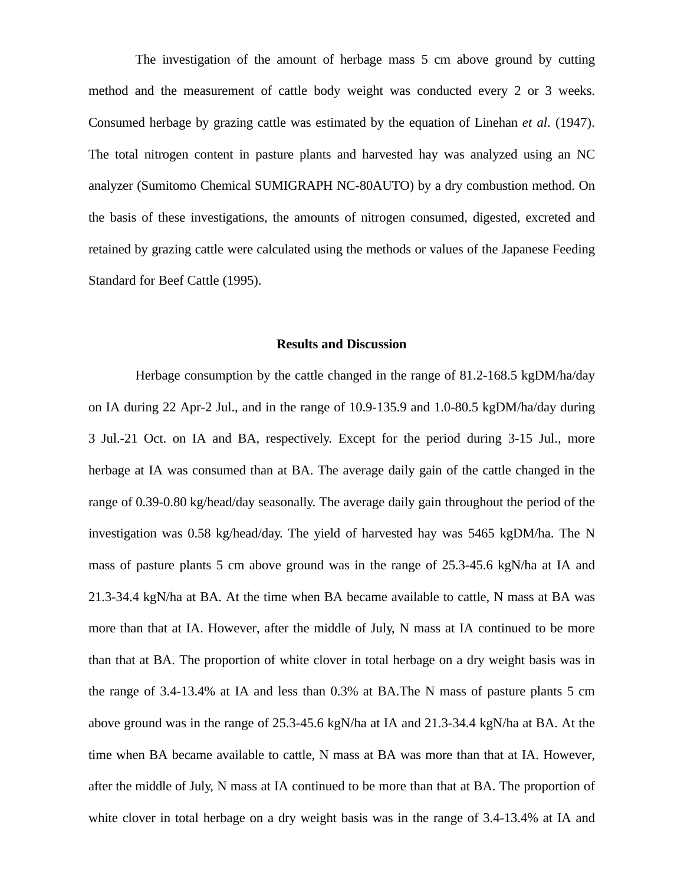The investigation of the amount of herbage mass 5 cm above ground by cutting method and the measurement of cattle body weight was conducted every 2 or 3 weeks. Consumed herbage by grazing cattle was estimated by the equation of Linehan *et al*. (1947). The total nitrogen content in pasture plants and harvested hay was analyzed using an NC analyzer (Sumitomo Chemical SUMIGRAPH NC-80AUTO) by a dry combustion method. On the basis of these investigations, the amounts of nitrogen consumed, digested, excreted and retained by grazing cattle were calculated using the methods or values of the Japanese Feeding Standard for Beef Cattle (1995).

## Results and Discussion

Herbage consumption by the cattle changed in the range of 81.2-168.5 kgDM/ha/day on IA during 22 Apr-2 Jul., and in the range of 10.9-135.9 and 1.0-80.5 kgDM/ha/day during 3 Jul.-21 Oct. on IA and BA, respectively. Except for the period during 3-15 Jul., more herbage at IA was consumed than at BA. The average daily gain of the cattle changed in the range of 0.39-0.80 kg/head/day seasonally. The average daily gain throughout the period of the investigation was 0.58 kg/head/day. The yield of harvested hay was 5465 kgDM/ha. The N mass of pasture plants 5 cm above ground was in the range of 25.3-45.6 kgN/ha at IA and 21.3-34.4 kgN/ha at BA. At the time when BA became available to cattle, N mass at BA was more than that at IA. However, after the middle of July, N mass at IA continued to be more than that at BA. The proportion of white clover in total herbage on a dry weight basis was in the range of 3.4-13.4% at IA and less than 0.3% at BA.The N mass of pasture plants 5 cm above ground was in the range of 25.3-45.6 kgN/ha at IA and 21.3-34.4 kgN/ha at BA. At the time when BA became available to cattle, N mass at BA was more than that at IA. However, after the middle of July, N mass at IA continued to be more than that at BA. The proportion of white clover in total herbage on a dry weight basis was in the range of 3.4-13.4% at IA and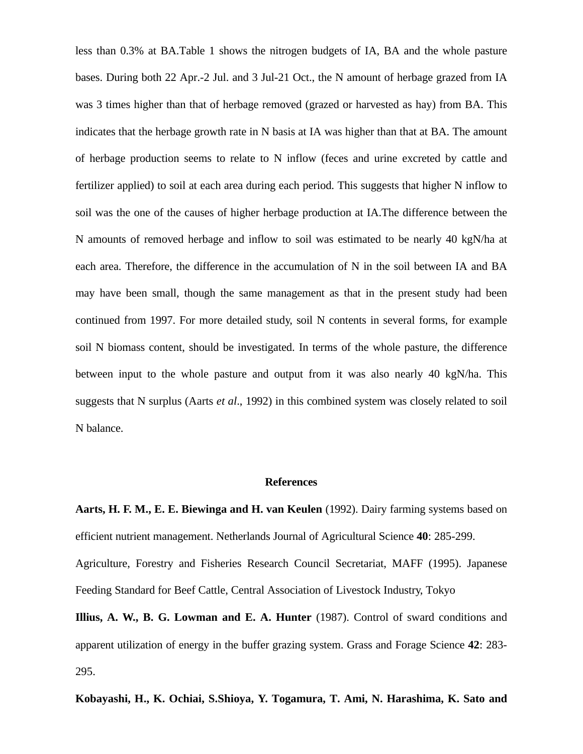less than 0.3% at BA.Table 1 shows the nitrogen budgets of IA, BA and the whole pasture bases. During both 22 Apr.-2 Jul. and 3 Jul-21 Oct., the N amount of herbage grazed from IA was 3 times higher than that of herbage removed (grazed or harvested as hay) from BA. This indicates that the herbage growth rate in N basis at IA was higher than that at BA. The amount of herbage production seems to relate to N inflow (feces and urine excreted by cattle and fertilizer applied) to soil at each area during each period. This suggests that higher N inflow to soil was the one of the causes of higher herbage production at IA.The difference between the N amounts of removed herbage and inflow to soil was estimated to be nearly 40 kgN/ha at each area. Therefore, the difference in the accumulation of N in the soil between IA and BA may have been small, though the same management as that in the present study had been continued from 1997. For more detailed study, soil N contents in several forms, for example soil N biomass content, should be investigated. In terms of the whole pasture, the difference between input to the whole pasture and output from it was also nearly 40 kgN/ha. This suggests that N surplus (Aarts *et al*., 1992) in this combined system was closely related to soil N balance.

## References

**Aarts, H. F. M., E. E. Biewinga and H. van Keulen** (1992). Dairy farming systems based on efficient nutrient management. Netherlands Journal of Agricultural Science **40**: 285-299.

Agriculture, Forestry and Fisheries Research Council Secretariat, MAFF (1995). Japanese Feeding Standard for Beef Cattle, Central Association of Livestock Industry, Tokyo

**Illius, A. W., B. G. Lowman and E. A. Hunter** (1987). Control of sward conditions and apparent utilization of energy in the buffer grazing system. Grass and Forage Science **42**: 283-295.

**Kobayashi, H., K. Ochiai, S.Shioya, Y. Togamura, T. Ami, N. Harashima, K. Sato and**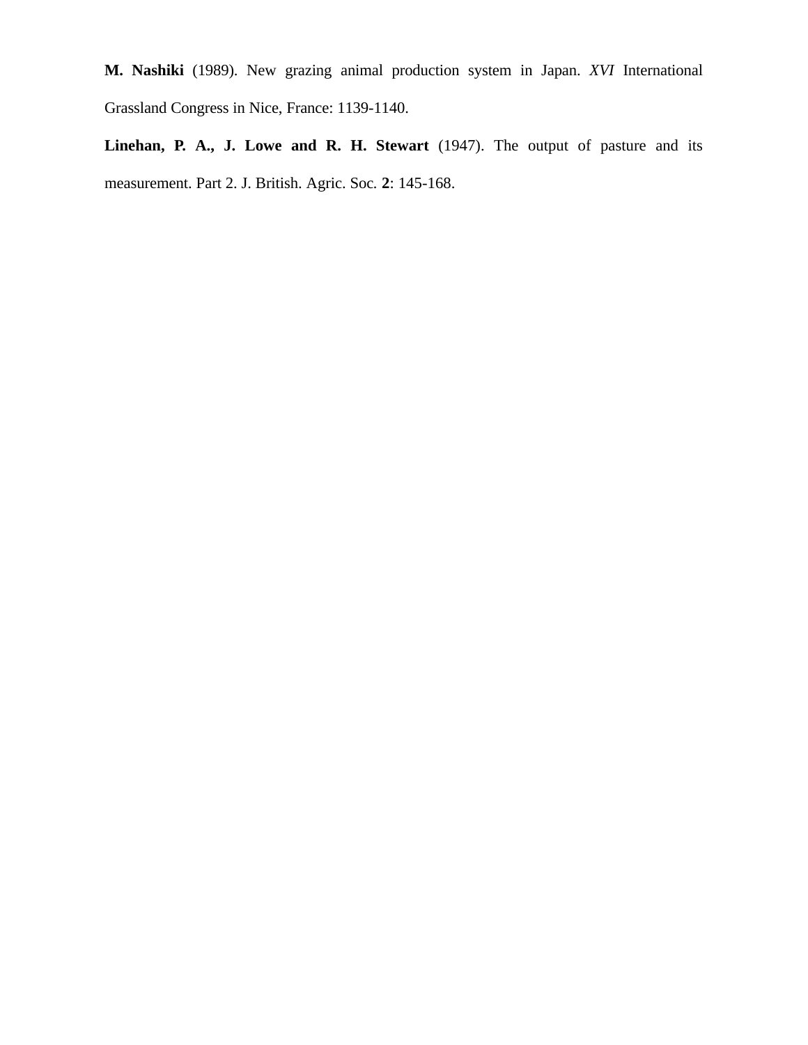**M. Nashiki** (1989). New grazing animal production system in Japan. *XVI* International Grassland Congress in Nice, France: 1139-1140.

**Linehan, P. A., J. Lowe and R. H. Stewart** (1947). The output of pasture and its measurement. Part 2. J. British. Agric. Soc. **2**: 145-168.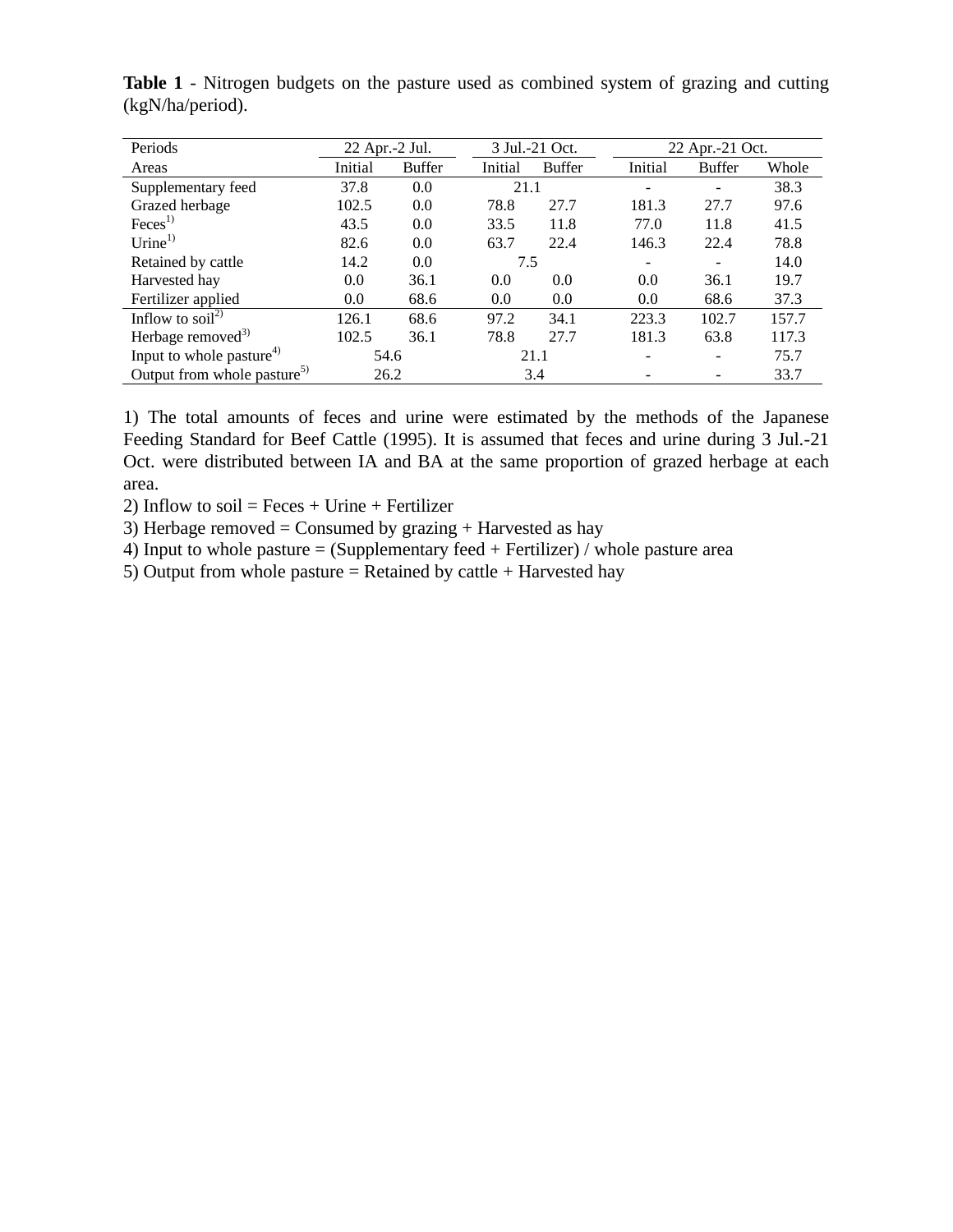**Table 1** - Nitrogen budgets on the pasture used as combined system of grazing and cutting (kgN/ha/period).

| Periods | 22 Apr.-2 Jul. | | 3 Jul.-21 Oct. | | 22 Apr.-21 Oct. | | |
|---|---|---|---|---|---|---|---|
| Areas | Initial | Buffer | Initial | Buffer | Initial | Buffer | Whole |
| Supplementary feed | 37.8 | 0.0 | 21.1 | | - | - | 38.3 |
| Grazed herbage | 102.5 | 0.0 | 78.8 | 27.7 | 181.3 | 27.7 | 97.6 |
| Feces[1)] | 43.5 | 0.0 | 33.5 | 11.8 | 77.0 | 11.8 | 41.5 |
| Urine[1)] | 82.6 | 0.0 | 63.7 | 22.4 | 146.3 | 22.4 | 78.8 |
| Retained by cattle | 14.2 | 0.0 | 7.5 | | - | - | 14.0 |
| Harvested hay | 0.0 | 36.1 | 0.0 | 0.0 | 0.0 | 36.1 | 19.7 |
| Fertilizer applied | 0.0 | 68.6 | 0.0 | 0.0 | 0.0 | 68.6 | 37.3 |
| Inflow to soil[2)] | 126.1 | 68.6 | 97.2 | 34.1 | 223.3 | 102.7 | 157.7 |
| Herbage removed[3)] | 102.5 | 36.1 | 78.8 | 27.7 | 181.3 | 63.8 | 117.3 |
| Input to whole pasture[4)] | 54.6 | | 21.1 | | - | - | 75.7 |
| Output from whole pasture[5)] | 26.2 | | 3.4 | | - | - | 33.7 |

1) The total amounts of feces and urine were estimated by the methods of the Japanese Feeding Standard for Beef Cattle (1995). It is assumed that feces and urine during 3 Jul.-21 Oct. were distributed between IA and BA at the same proportion of grazed herbage at each area.

2) Inflow to soil = Feces + Urine + Fertilizer

3) Herbage removed = Consumed by grazing + Harvested as hay

4) Input to whole pasture = (Supplementary feed + Fertilizer) / whole pasture area

5) Output from whole pasture = Retained by cattle + Harvested hay